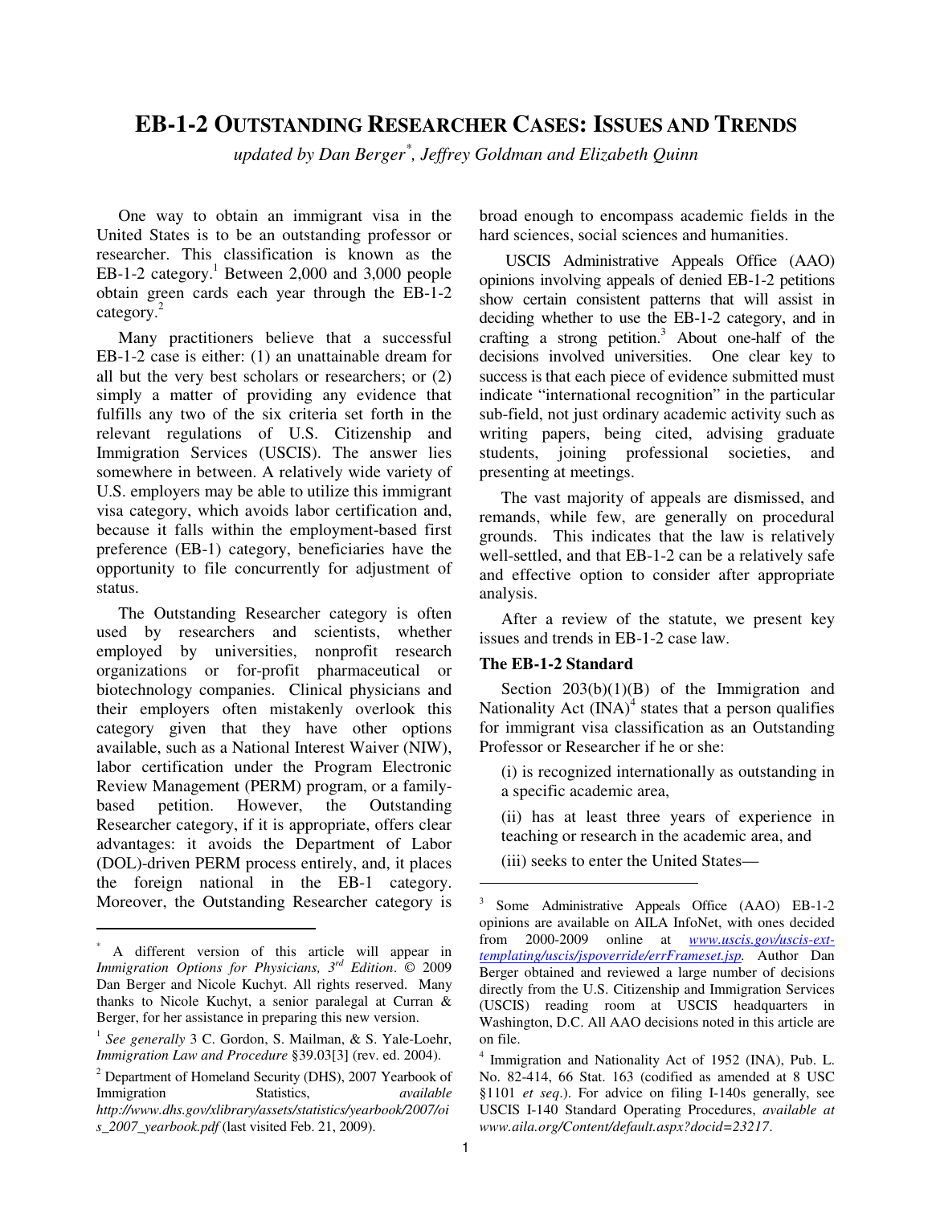# EB-1-2 OUTSTANDING RESEARCHER CASES: ISSUES AND TRENDS

*updated by Dan Berger[*], Jeffrey Goldman and Elizabeth Quinn*

One way to obtain an immigrant visa in the United States is to be an outstanding professor or researcher. This classification is known as the EB-1-2 category.[1] Between 2,000 and 3,000 people obtain green cards each year through the EB-1-2 category.[2]

Many practitioners believe that a successful EB-1-2 case is either: (1) an unattainable dream for all but the very best scholars or researchers; or (2) simply a matter of providing any evidence that fulfills any two of the six criteria set forth in the relevant regulations of U.S. Citizenship and Immigration Services (USCIS). The answer lies somewhere in between. A relatively wide variety of U.S. employers may be able to utilize this immigrant visa category, which avoids labor certification and, because it falls within the employment-based first preference (EB-1) category, beneficiaries have the opportunity to file concurrently for adjustment of status.

The Outstanding Researcher category is often used by researchers and scientists, whether employed by universities, nonprofit research organizations or for-profit pharmaceutical or biotechnology companies. Clinical physicians and their employers often mistakenly overlook this category given that they have other options available, such as a National Interest Waiver (NIW), labor certification under the Program Electronic Review Management (PERM) program, or a family-based petition. However, the Outstanding Researcher category, if it is appropriate, offers clear advantages: it avoids the Department of Labor (DOL)-driven PERM process entirely, and, it places the foreign national in the EB-1 category. Moreover, the Outstanding Researcher category is broad enough to encompass academic fields in the hard sciences, social sciences and humanities.

USCIS Administrative Appeals Office (AAO) opinions involving appeals of denied EB-1-2 petitions show certain consistent patterns that will assist in deciding whether to use the EB-1-2 category, and in crafting a strong petition.[3] About one-half of the decisions involved universities. One clear key to success is that each piece of evidence submitted must indicate "international recognition" in the particular sub-field, not just ordinary academic activity such as writing papers, being cited, advising graduate students, joining professional societies, and presenting at meetings.

The vast majority of appeals are dismissed, and remands, while few, are generally on procedural grounds. This indicates that the law is relatively well-settled, and that EB-1-2 can be a relatively safe and effective option to consider after appropriate analysis.

After a review of the statute, we present key issues and trends in EB-1-2 case law.

**The EB-1-2 Standard**

Section 203(b)(1)(B) of the Immigration and Nationality Act (INA)[4] states that a person qualifies for immigrant visa classification as an Outstanding Professor or Researcher if he or she:

(i) is recognized internationally as outstanding in a specific academic area,

(ii) has at least three years of experience in teaching or research in the academic area, and

(iii) seeks to enter the United States—

---

[*] A different version of this article will appear in *Immigration Options for Physicians, 3rd Edition*. © 2009 Dan Berger and Nicole Kuchyt. All rights reserved. Many thanks to Nicole Kuchyt, a senior paralegal at Curran & Berger, for her assistance in preparing this new version.

[1] *See generally* 3 C. Gordon, S. Mailman, & S. Yale-Loehr, *Immigration Law and Procedure* §39.03[3] (rev. ed. 2004).

[2] Department of Homeland Security (DHS), 2007 Yearbook of Immigration Statistics, *available http://www.dhs.gov/xlibrary/assets/statistics/yearbook/2007/ois_2007_yearbook.pdf* (last visited Feb. 21, 2009).

[3] Some Administrative Appeals Office (AAO) EB-1-2 opinions are available on AILA InfoNet, with ones decided from 2000-2009 online at *www.uscis.gov/uscis-ext-templating/uscis/jspoverride/errFrameset.jsp*. Author Dan Berger obtained and reviewed a large number of decisions directly from the U.S. Citizenship and Immigration Services (USCIS) reading room at USCIS headquarters in Washington, D.C. All AAO decisions noted in this article are on file.

[4] Immigration and Nationality Act of 1952 (INA), Pub. L. No. 82-414, 66 Stat. 163 (codified as amended at 8 USC §1101 *et seq.*). For advice on filing I-140s generally, see USCIS I-140 Standard Operating Procedures, *available at www.aila.org/Content/default.aspx?docid=23217*.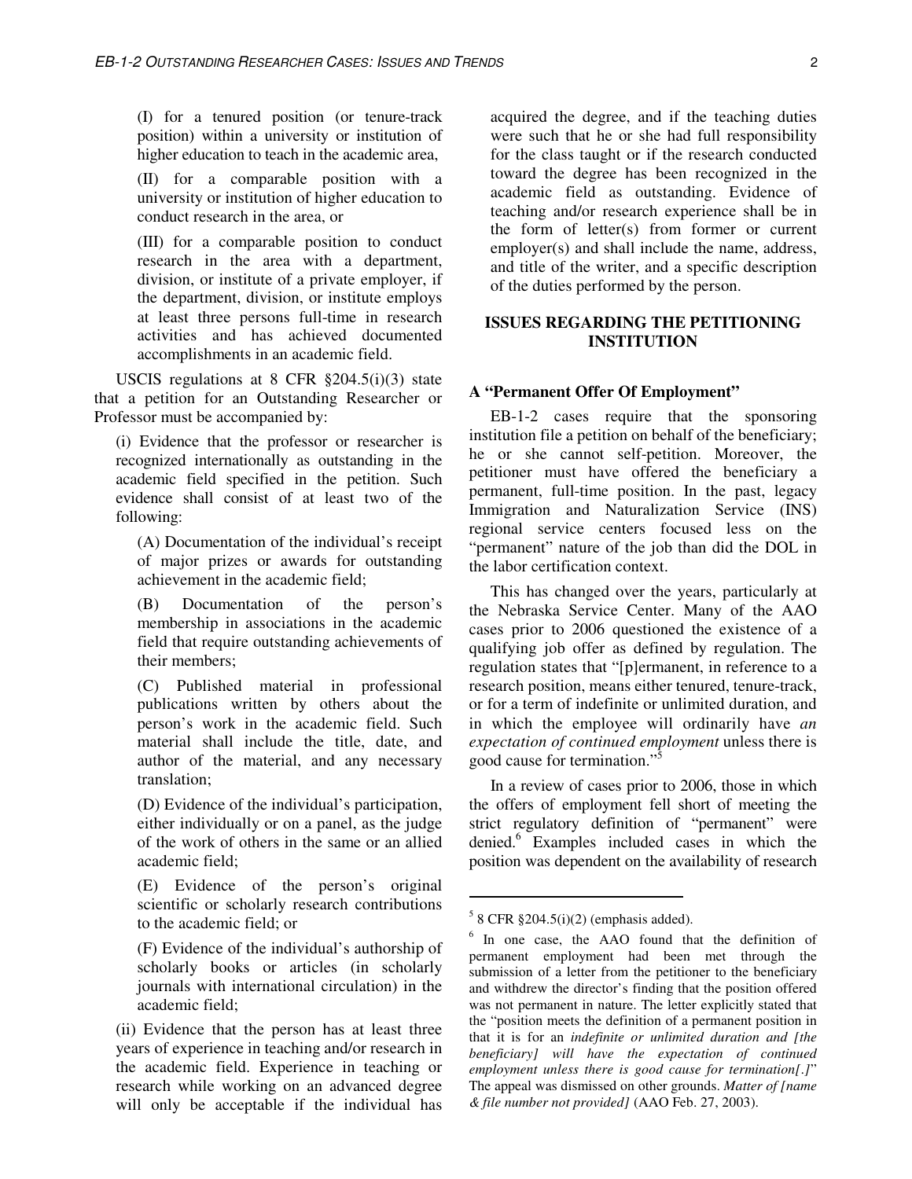(I) for a tenured position (or tenure-track position) within a university or institution of higher education to teach in the academic area,

(II) for a comparable position with a university or institution of higher education to conduct research in the area, or

(III) for a comparable position to conduct research in the area with a department, division, or institute of a private employer, if the department, division, or institute employs at least three persons full-time in research activities and has achieved documented accomplishments in an academic field.

USCIS regulations at 8 CFR §204.5(i)(3) state that a petition for an Outstanding Researcher or Professor must be accompanied by:

(i) Evidence that the professor or researcher is recognized internationally as outstanding in the academic field specified in the petition. Such evidence shall consist of at least two of the following:

(A) Documentation of the individual's receipt of major prizes or awards for outstanding achievement in the academic field;

(B) Documentation of the person's membership in associations in the academic field that require outstanding achievements of their members;

(C) Published material in professional publications written by others about the person's work in the academic field. Such material shall include the title, date, and author of the material, and any necessary translation;

(D) Evidence of the individual's participation, either individually or on a panel, as the judge of the work of others in the same or an allied academic field;

(E) Evidence of the person's original scientific or scholarly research contributions to the academic field; or

(F) Evidence of the individual's authorship of scholarly books or articles (in scholarly journals with international circulation) in the academic field;

(ii) Evidence that the person has at least three years of experience in teaching and/or research in the academic field. Experience in teaching or research while working on an advanced degree will only be acceptable if the individual has acquired the degree, and if the teaching duties were such that he or she had full responsibility for the class taught or if the research conducted toward the degree has been recognized in the academic field as outstanding. Evidence of teaching and/or research experience shall be in the form of letter(s) from former or current employer(s) and shall include the name, address, and title of the writer, and a specific description of the duties performed by the person.

## ISSUES REGARDING THE PETITIONING INSTITUTION

### A "Permanent Offer Of Employment"

EB-1-2 cases require that the sponsoring institution file a petition on behalf of the beneficiary; he or she cannot self-petition. Moreover, the petitioner must have offered the beneficiary a permanent, full-time position. In the past, legacy Immigration and Naturalization Service (INS) regional service centers focused less on the "permanent" nature of the job than did the DOL in the labor certification context.

This has changed over the years, particularly at the Nebraska Service Center. Many of the AAO cases prior to 2006 questioned the existence of a qualifying job offer as defined by regulation. The regulation states that "[p]ermanent, in reference to a research position, means either tenured, tenure-track, or for a term of indefinite or unlimited duration, and in which the employee will ordinarily have *an expectation of continued employment* unless there is good cause for termination."[5]

In a review of cases prior to 2006, those in which the offers of employment fell short of meeting the strict regulatory definition of "permanent" were denied.[6] Examples included cases in which the position was dependent on the availability of research

---

[5] 8 CFR §204.5(i)(2) (emphasis added).

[6] In one case, the AAO found that the definition of permanent employment had been met through the submission of a letter from the petitioner to the beneficiary and withdrew the director's finding that the position offered was not permanent in nature. The letter explicitly stated that the "position meets the definition of a permanent position in that it is for an *indefinite or unlimited duration and [the beneficiary] will have the expectation of continued employment unless there is good cause for termination[.]*" The appeal was dismissed on other grounds. *Matter of [name & file number not provided]* (AAO Feb. 27, 2003).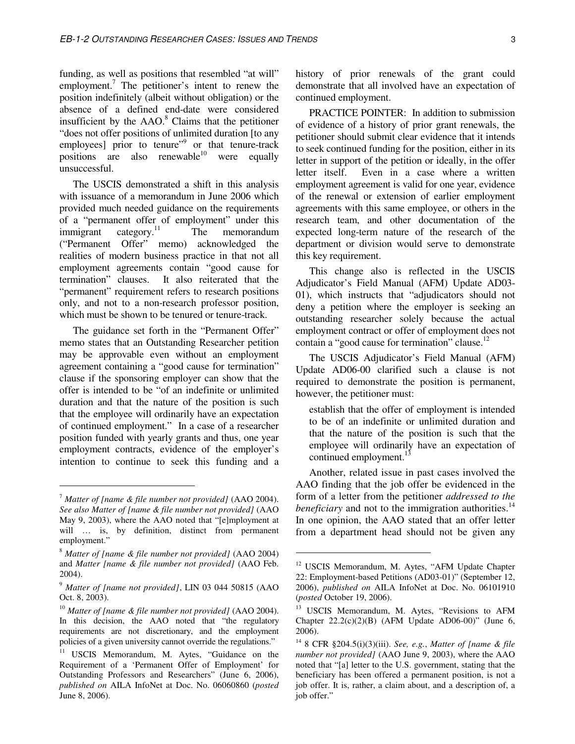funding, as well as positions that resembled "at will" employment.[7] The petitioner's intent to renew the position indefinitely (albeit without obligation) or the absence of a defined end-date were considered insufficient by the AAO.[8] Claims that the petitioner "does not offer positions of unlimited duration [to any employees] prior to tenure"[9] or that tenure-track positions are also renewable[10] were equally unsuccessful.

The USCIS demonstrated a shift in this analysis with issuance of a memorandum in June 2006 which provided much needed guidance on the requirements of a "permanent offer of employment" under this immigrant category.[11] The memorandum ("Permanent Offer" memo) acknowledged the realities of modern business practice in that not all employment agreements contain "good cause for termination" clauses. It also reiterated that the "permanent" requirement refers to research positions only, and not to a non-research professor position, which must be shown to be tenured or tenure-track.

The guidance set forth in the "Permanent Offer" memo states that an Outstanding Researcher petition may be approvable even without an employment agreement containing a "good cause for termination" clause if the sponsoring employer can show that the offer is intended to be "of an indefinite or unlimited duration and that the nature of the position is such that the employee will ordinarily have an expectation of continued employment." In a case of a researcher position funded with yearly grants and thus, one year employment contracts, evidence of the employer's intention to continue to seek this funding and a history of prior renewals of the grant could demonstrate that all involved have an expectation of continued employment.

PRACTICE POINTER: In addition to submission of evidence of a history of prior grant renewals, the petitioner should submit clear evidence that it intends to seek continued funding for the position, either in its letter in support of the petition or ideally, in the offer letter itself. Even in a case where a written employment agreement is valid for one year, evidence of the renewal or extension of earlier employment agreements with this same employee, or others in the research team, and other documentation of the expected long-term nature of the research of the department or division would serve to demonstrate this key requirement.

This change also is reflected in the USCIS Adjudicator's Field Manual (AFM) Update AD03-01), which instructs that "adjudicators should not deny a petition where the employer is seeking an outstanding researcher solely because the actual employment contract or offer of employment does not contain a "good cause for termination" clause.[12]

The USCIS Adjudicator's Field Manual (AFM) Update AD06-00 clarified such a clause is not required to demonstrate the position is permanent, however, the petitioner must:

> establish that the offer of employment is intended to be of an indefinite or unlimited duration and that the nature of the position is such that the employee will ordinarily have an expectation of continued employment.[13]

Another, related issue in past cases involved the AAO finding that the job offer be evidenced in the form of a letter from the petitioner *addressed to the beneficiary* and not to the immigration authorities.[14] In one opinion, the AAO stated that an offer letter from a department head should not be given any

---

[7] *Matter of [name & file number not provided]* (AAO 2004). *See also Matter of [name & file number not provided]* (AAO May 9, 2003), where the AAO noted that "[e]mployment at will … is, by definition, distinct from permanent employment."

[8] *Matter of [name & file number not provided]* (AAO 2004) and *Matter [name & file number not provided]* (AAO Feb. 2004).

[9] *Matter of [name not provided]*, LIN 03 044 50815 (AAO Oct. 8, 2003).

[10] *Matter of [name & file number not provided]* (AAO 2004). In this decision, the AAO noted that "the regulatory requirements are not discretionary, and the employment policies of a given university cannot override the regulations."

[11] USCIS Memorandum, M. Aytes, "Guidance on the Requirement of a 'Permanent Offer of Employment' for Outstanding Professors and Researchers" (June 6, 2006), *published on* AILA InfoNet at Doc. No. 06060860 (*posted* June 8, 2006).

[12] USCIS Memorandum, M. Aytes, "AFM Update Chapter 22: Employment-based Petitions (AD03-01)" (September 12, 2006), *published on* AILA InfoNet at Doc. No. 06101910 (*posted* October 19, 2006).

[13] USCIS Memorandum, M. Aytes, "Revisions to AFM Chapter 22.2(c)(2)(B) (AFM Update AD06-00)" (June 6, 2006).

[14] 8 CFR §204.5(i)(3)(iii). *See, e.g.*, *Matter of [name & file number not provided]* (AAO June 9, 2003), where the AAO noted that "[a] letter to the U.S. government, stating that the beneficiary has been offered a permanent position, is not a job offer. It is, rather, a claim about, and a description of, a job offer."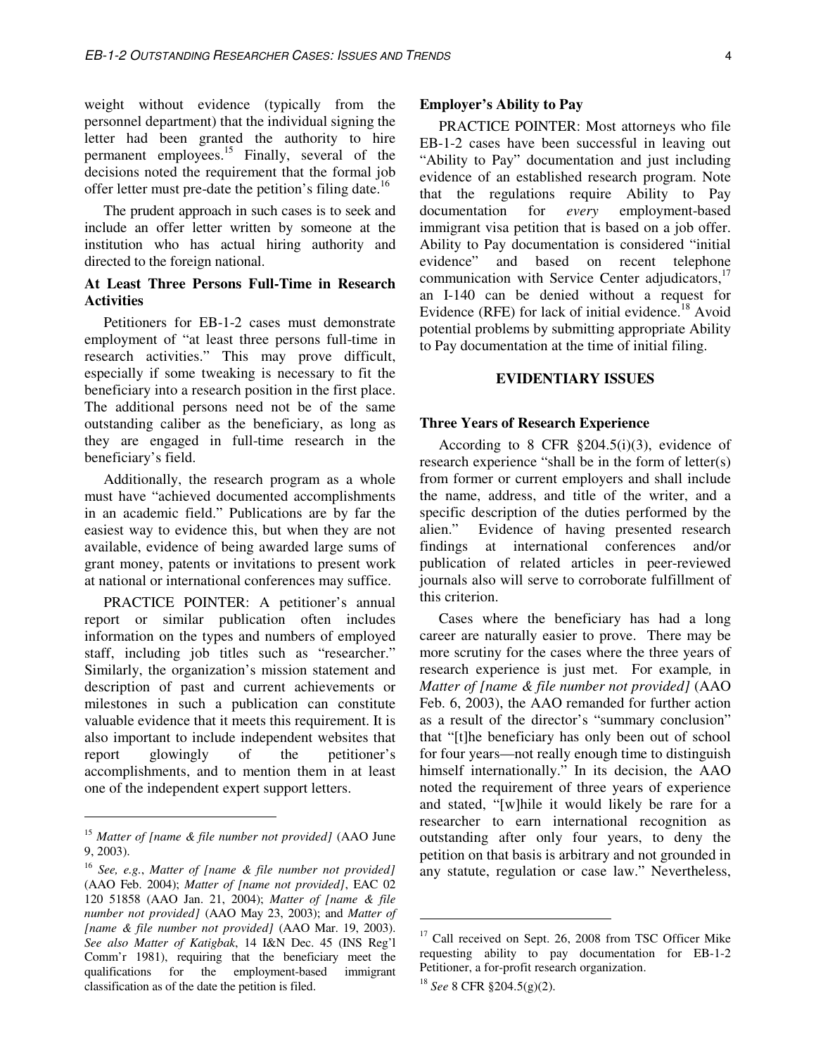weight without evidence (typically from the personnel department) that the individual signing the letter had been granted the authority to hire permanent employees.[15] Finally, several of the decisions noted the requirement that the formal job offer letter must pre-date the petition's filing date.[16]

The prudent approach in such cases is to seek and include an offer letter written by someone at the institution who has actual hiring authority and directed to the foreign national.

### At Least Three Persons Full-Time in Research Activities

Petitioners for EB-1-2 cases must demonstrate employment of "at least three persons full-time in research activities." This may prove difficult, especially if some tweaking is necessary to fit the beneficiary into a research position in the first place. The additional persons need not be of the same outstanding caliber as the beneficiary, as long as they are engaged in full-time research in the beneficiary's field.

Additionally, the research program as a whole must have "achieved documented accomplishments in an academic field." Publications are by far the easiest way to evidence this, but when they are not available, evidence of being awarded large sums of grant money, patents or invitations to present work at national or international conferences may suffice.

PRACTICE POINTER: A petitioner's annual report or similar publication often includes information on the types and numbers of employed staff, including job titles such as "researcher." Similarly, the organization's mission statement and description of past and current achievements or milestones in such a publication can constitute valuable evidence that it meets this requirement. It is also important to include independent websites that report glowingly of the petitioner's accomplishments, and to mention them in at least one of the independent expert support letters.

### Employer's Ability to Pay

PRACTICE POINTER: Most attorneys who file EB-1-2 cases have been successful in leaving out "Ability to Pay" documentation and just including evidence of an established research program. Note that the regulations require Ability to Pay documentation for *every* employment-based immigrant visa petition that is based on a job offer. Ability to Pay documentation is considered "initial evidence" and based on recent telephone communication with Service Center adjudicators,[17] an I-140 can be denied without a request for Evidence (RFE) for lack of initial evidence.[18] Avoid potential problems by submitting appropriate Ability to Pay documentation at the time of initial filing.

## EVIDENTIARY ISSUES

### Three Years of Research Experience

According to 8 CFR §204.5(i)(3), evidence of research experience "shall be in the form of letter(s) from former or current employers and shall include the name, address, and title of the writer, and a specific description of the duties performed by the alien." Evidence of having presented research findings at international conferences and/or publication of related articles in peer-reviewed journals also will serve to corroborate fulfillment of this criterion.

Cases where the beneficiary has had a long career are naturally easier to prove. There may be more scrutiny for the cases where the three years of research experience is just met. For example, in *Matter of [name & file number not provided]* (AAO Feb. 6, 2003), the AAO remanded for further action as a result of the director's "summary conclusion" that "[t]he beneficiary has only been out of school for four years—not really enough time to distinguish himself internationally." In its decision, the AAO noted the requirement of three years of experience and stated, "[w]hile it would likely be rare for a researcher to earn international recognition as outstanding after only four years, to deny the petition on that basis is arbitrary and not grounded in any statute, regulation or case law." Nevertheless,

---

[15] *Matter of [name & file number not provided]* (AAO June 9, 2003).

[16] *See, e.g.*, *Matter of [name & file number not provided]* (AAO Feb. 2004); *Matter of [name not provided]*, EAC 02 120 51858 (AAO Jan. 21, 2004); *Matter of [name & file number not provided]* (AAO May 23, 2003); and *Matter of [name & file number not provided]* (AAO Mar. 19, 2003). *See also Matter of Katigbak*, 14 I&N Dec. 45 (INS Reg'l Comm'r 1981), requiring that the beneficiary meet the qualifications for the employment-based immigrant classification as of the date the petition is filed.

[17] Call received on Sept. 26, 2008 from TSC Officer Mike requesting ability to pay documentation for EB-1-2 Petitioner, a for-profit research organization.

[18] *See* 8 CFR §204.5(g)(2).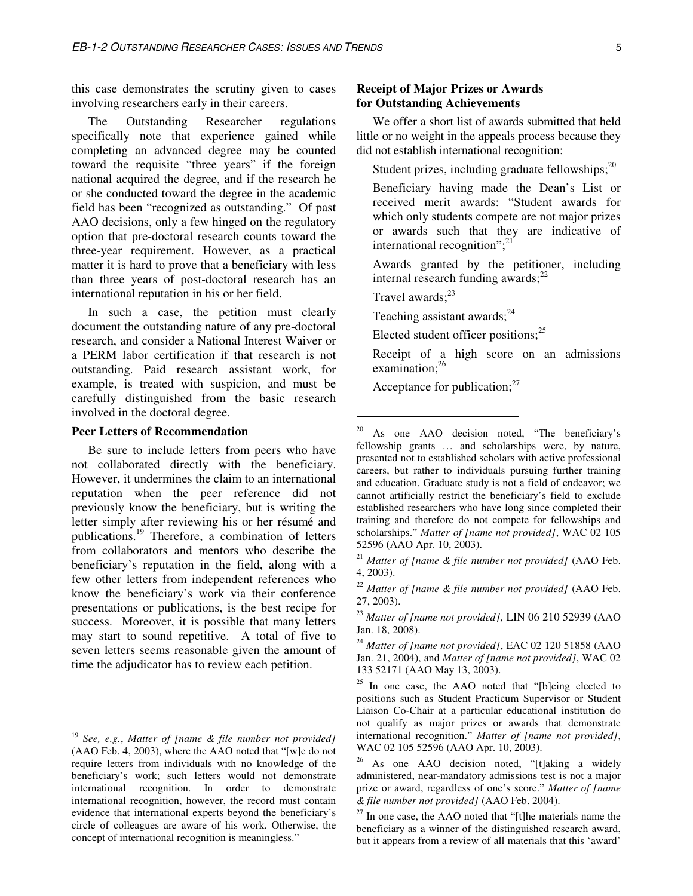this case demonstrates the scrutiny given to cases involving researchers early in their careers.

The Outstanding Researcher regulations specifically note that experience gained while completing an advanced degree may be counted toward the requisite "three years" if the foreign national acquired the degree, and if the research he or she conducted toward the degree in the academic field has been "recognized as outstanding." Of past AAO decisions, only a few hinged on the regulatory option that pre-doctoral research counts toward the three-year requirement. However, as a practical matter it is hard to prove that a beneficiary with less than three years of post-doctoral research has an international reputation in his or her field.

In such a case, the petition must clearly document the outstanding nature of any pre-doctoral research, and consider a National Interest Waiver or a PERM labor certification if that research is not outstanding. Paid research assistant work, for example, is treated with suspicion, and must be carefully distinguished from the basic research involved in the doctoral degree.

**Peer Letters of Recommendation**

Be sure to include letters from peers who have not collaborated directly with the beneficiary. However, it undermines the claim to an international reputation when the peer reference did not previously know the beneficiary, but is writing the letter simply after reviewing his or her résumé and publications.[19] Therefore, a combination of letters from collaborators and mentors who describe the beneficiary's reputation in the field, along with a few other letters from independent references who know the beneficiary's work via their conference presentations or publications, is the best recipe for success. Moreover, it is possible that many letters may start to sound repetitive. A total of five to seven letters seems reasonable given the amount of time the adjudicator has to review each petition.

**Receipt of Major Prizes or Awards for Outstanding Achievements**

We offer a short list of awards submitted that held little or no weight in the appeals process because they did not establish international recognition:

Student prizes, including graduate fellowships;[20]

Beneficiary having made the Dean's List or received merit awards: "Student awards for which only students compete are not major prizes or awards such that they are indicative of international recognition";[21]

Awards granted by the petitioner, including internal research funding awards;[22]

Travel awards;[23]

Teaching assistant awards;[24]

Elected student officer positions;[25]

Receipt of a high score on an admissions examination;[26]

Acceptance for publication;[27]

---

[19] *See, e.g.*, *Matter of [name & file number not provided]* (AAO Feb. 4, 2003), where the AAO noted that "[w]e do not require letters from individuals with no knowledge of the beneficiary's work; such letters would not demonstrate international recognition. In order to demonstrate international recognition, however, the record must contain evidence that international experts beyond the beneficiary's circle of colleagues are aware of his work. Otherwise, the concept of international recognition is meaningless."

[20] As one AAO decision noted, "The beneficiary's fellowship grants … and scholarships were, by nature, presented not to established scholars with active professional careers, but rather to individuals pursuing further training and education. Graduate study is not a field of endeavor; we cannot artificially restrict the beneficiary's field to exclude established researchers who have long since completed their training and therefore do not compete for fellowships and scholarships." *Matter of [name not provided]*, WAC 02 105 52596 (AAO Apr. 10, 2003).

[21] *Matter of [name & file number not provided]* (AAO Feb. 4, 2003).

[22] *Matter of [name & file number not provided]* (AAO Feb. 27, 2003).

[23] *Matter of [name not provided],* LIN 06 210 52939 (AAO Jan. 18, 2008).

[24] *Matter of [name not provided]*, EAC 02 120 51858 (AAO Jan. 21, 2004), and *Matter of [name not provided]*, WAC 02 133 52171 (AAO May 13, 2003).

[25] In one case, the AAO noted that "[b]eing elected to positions such as Student Practicum Supervisor or Student Liaison Co-Chair at a particular educational institution do not qualify as major prizes or awards that demonstrate international recognition." *Matter of [name not provided]*, WAC 02 105 52596 (AAO Apr. 10, 2003).

[26] As one AAO decision noted, "[t]aking a widely administered, near-mandatory admissions test is not a major prize or award, regardless of one's score." *Matter of [name & file number not provided]* (AAO Feb. 2004).

[27] In one case, the AAO noted that "[t]he materials name the beneficiary as a winner of the distinguished research award, but it appears from a review of all materials that this 'award'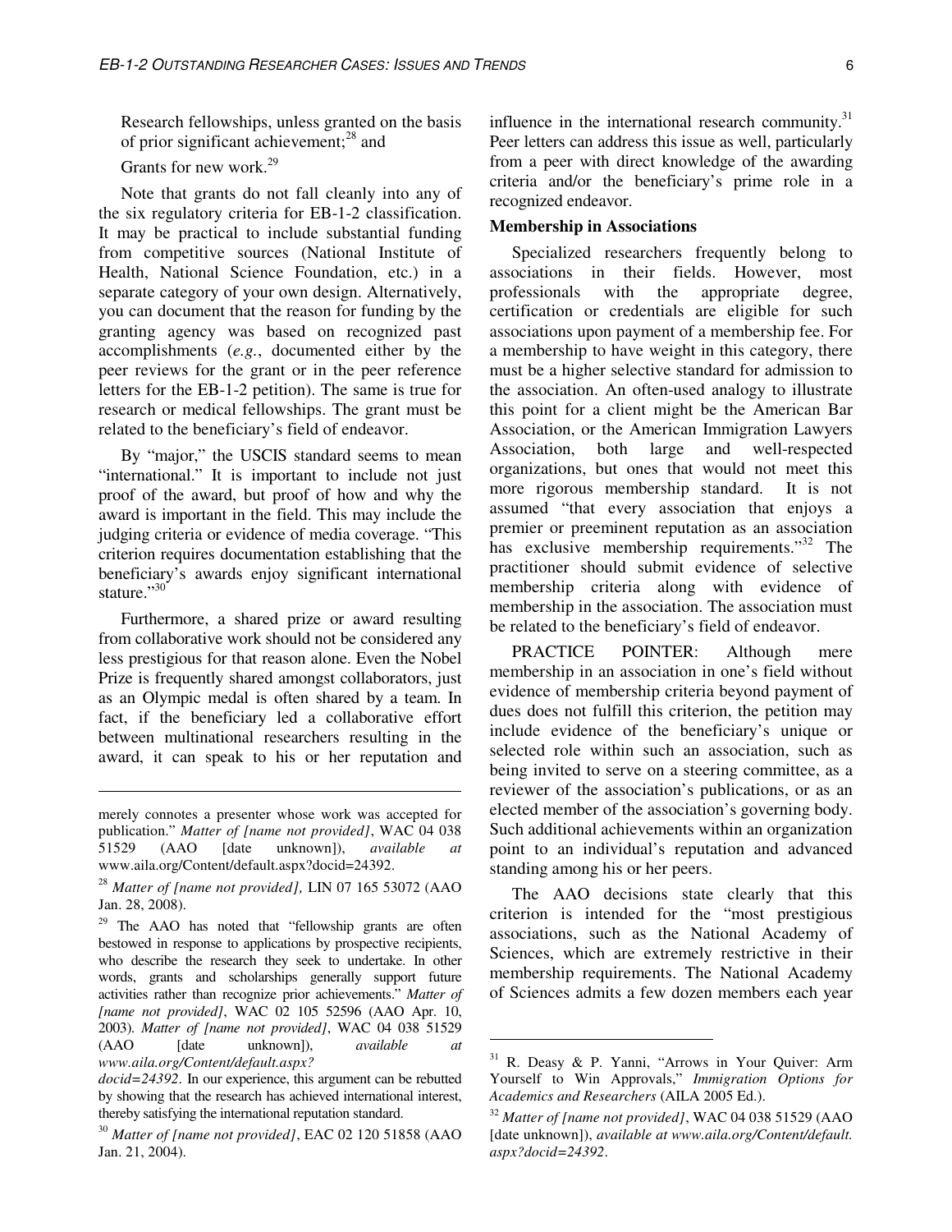Research fellowships, unless granted on the basis of prior significant achievement;[28] and

Grants for new work.[29]

Note that grants do not fall cleanly into any of the six regulatory criteria for EB-1-2 classification. It may be practical to include substantial funding from competitive sources (National Institute of Health, National Science Foundation, etc.) in a separate category of your own design. Alternatively, you can document that the reason for funding by the granting agency was based on recognized past accomplishments (*e.g.*, documented either by the peer reviews for the grant or in the peer reference letters for the EB-1-2 petition). The same is true for research or medical fellowships. The grant must be related to the beneficiary's field of endeavor.

By "major," the USCIS standard seems to mean "international." It is important to include not just proof of the award, but proof of how and why the award is important in the field. This may include the judging criteria or evidence of media coverage. "This criterion requires documentation establishing that the beneficiary's awards enjoy significant international stature."[30]

Furthermore, a shared prize or award resulting from collaborative work should not be considered any less prestigious for that reason alone. Even the Nobel Prize is frequently shared amongst collaborators, just as an Olympic medal is often shared by a team. In fact, if the beneficiary led a collaborative effort between multinational researchers resulting in the award, it can speak to his or her reputation and influence in the international research community.[31] Peer letters can address this issue as well, particularly from a peer with direct knowledge of the awarding criteria and/or the beneficiary's prime role in a recognized endeavor.

**Membership in Associations**

Specialized researchers frequently belong to associations in their fields. However, most professionals with the appropriate degree, certification or credentials are eligible for such associations upon payment of a membership fee. For a membership to have weight in this category, there must be a higher selective standard for admission to the association. An often-used analogy to illustrate this point for a client might be the American Bar Association, or the American Immigration Lawyers Association, both large and well-respected organizations, but ones that would not meet this more rigorous membership standard. It is not assumed "that every association that enjoys a premier or preeminent reputation as an association has exclusive membership requirements."[32] The practitioner should submit evidence of selective membership criteria along with evidence of membership in the association. The association must be related to the beneficiary's field of endeavor.

PRACTICE POINTER: Although mere membership in an association in one's field without evidence of membership criteria beyond payment of dues does not fulfill this criterion, the petition may include evidence of the beneficiary's unique or selected role within such an association, such as being invited to serve on a steering committee, as a reviewer of the association's publications, or as an elected member of the association's governing body. Such additional achievements within an organization point to an individual's reputation and advanced standing among his or her peers.

The AAO decisions state clearly that this criterion is intended for the "most prestigious associations, such as the National Academy of Sciences, which are extremely restrictive in their membership requirements. The National Academy of Sciences admits a few dozen members each year

---

merely connotes a presenter whose work was accepted for publication." *Matter of [name not provided]*, WAC 04 038 51529 (AAO [date unknown]), *available at* www.aila.org/Content/default.aspx?docid=24392.

[28] *Matter of [name not provided],* LIN 07 165 53072 (AAO Jan. 28, 2008).

[29] The AAO has noted that "fellowship grants are often bestowed in response to applications by prospective recipients, who describe the research they seek to undertake. In other words, grants and scholarships generally support future activities rather than recognize prior achievements." *Matter of [name not provided]*, WAC 02 105 52596 (AAO Apr. 10, 2003). *Matter of [name not provided]*, WAC 04 038 51529 (AAO [date unknown]), *available at www.aila.org/Content/default.aspx?docid=24392*. In our experience, this argument can be rebutted by showing that the research has achieved international interest, thereby satisfying the international reputation standard.

[30] *Matter of [name not provided]*, EAC 02 120 51858 (AAO Jan. 21, 2004).

[31] R. Deasy & P. Yanni, "Arrows in Your Quiver: Arm Yourself to Win Approvals," *Immigration Options for Academics and Researchers* (AILA 2005 Ed.).

[32] *Matter of [name not provided]*, WAC 04 038 51529 (AAO [date unknown]), *available at www.aila.org/Content/default.aspx?docid=24392*.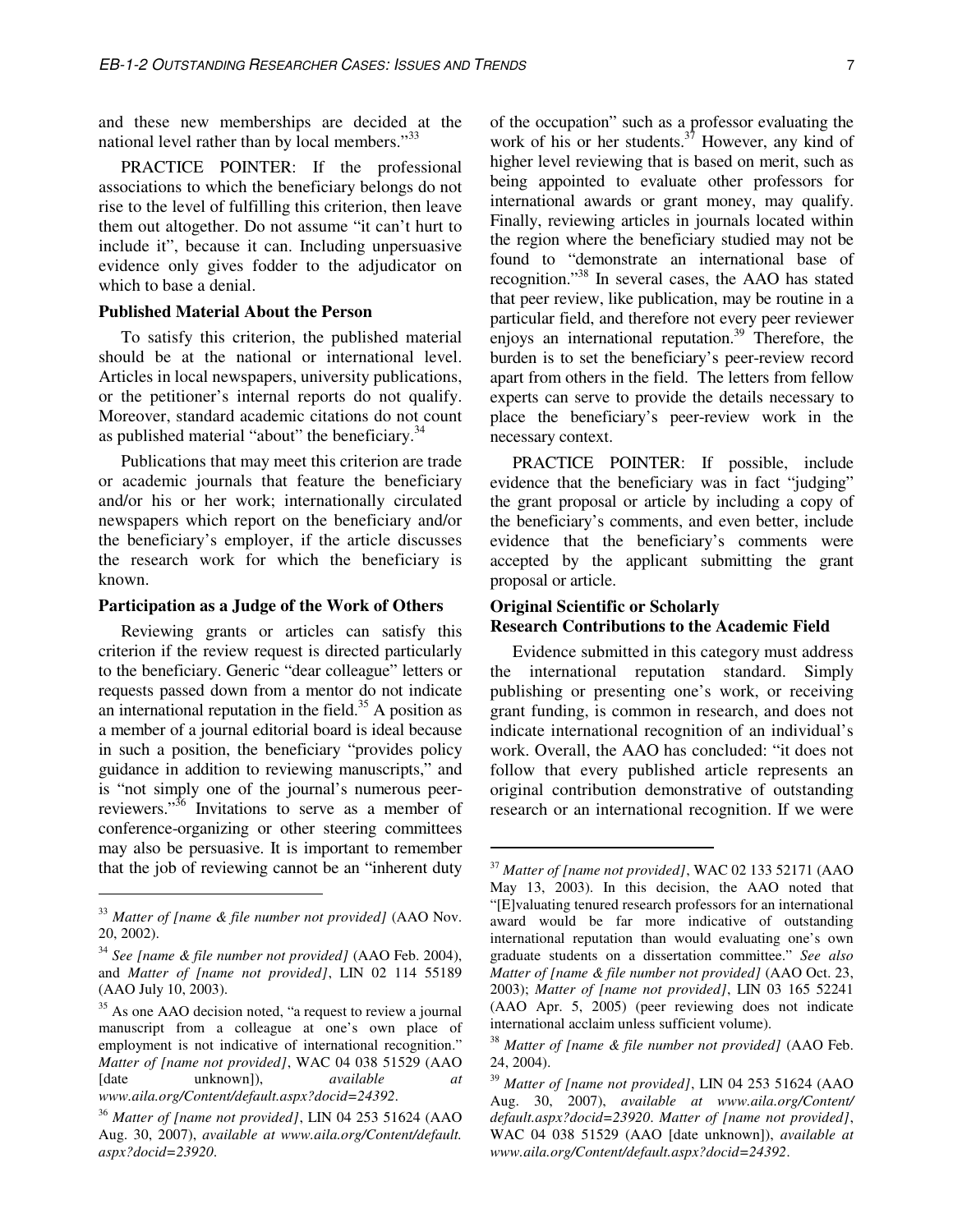and these new memberships are decided at the national level rather than by local members."[33]

PRACTICE POINTER: If the professional associations to which the beneficiary belongs do not rise to the level of fulfilling this criterion, then leave them out altogether. Do not assume "it can't hurt to include it", because it can. Including unpersuasive evidence only gives fodder to the adjudicator on which to base a denial.

**Published Material About the Person**

To satisfy this criterion, the published material should be at the national or international level. Articles in local newspapers, university publications, or the petitioner's internal reports do not qualify. Moreover, standard academic citations do not count as published material "about" the beneficiary.[34]

Publications that may meet this criterion are trade or academic journals that feature the beneficiary and/or his or her work; internationally circulated newspapers which report on the beneficiary and/or the beneficiary's employer, if the article discusses the research work for which the beneficiary is known.

**Participation as a Judge of the Work of Others**

Reviewing grants or articles can satisfy this criterion if the review request is directed particularly to the beneficiary. Generic "dear colleague" letters or requests passed down from a mentor do not indicate an international reputation in the field.[35] A position as a member of a journal editorial board is ideal because in such a position, the beneficiary "provides policy guidance in addition to reviewing manuscripts," and is "not simply one of the journal's numerous peer-reviewers."[36] Invitations to serve as a member of conference-organizing or other steering committees may also be persuasive. It is important to remember that the job of reviewing cannot be an "inherent duty of the occupation" such as a professor evaluating the work of his or her students.[37] However, any kind of higher level reviewing that is based on merit, such as being appointed to evaluate other professors for international awards or grant money, may qualify. Finally, reviewing articles in journals located within the region where the beneficiary studied may not be found to "demonstrate an international base of recognition."[38] In several cases, the AAO has stated that peer review, like publication, may be routine in a particular field, and therefore not every peer reviewer enjoys an international reputation.[39] Therefore, the burden is to set the beneficiary's peer-review record apart from others in the field. The letters from fellow experts can serve to provide the details necessary to place the beneficiary's peer-review work in the necessary context.

PRACTICE POINTER: If possible, include evidence that the beneficiary was in fact "judging" the grant proposal or article by including a copy of the beneficiary's comments, and even better, include evidence that the beneficiary's comments were accepted by the applicant submitting the grant proposal or article.

**Original Scientific or Scholarly Research Contributions to the Academic Field**

Evidence submitted in this category must address the international reputation standard. Simply publishing or presenting one's work, or receiving grant funding, is common in research, and does not indicate international recognition of an individual's work. Overall, the AAO has concluded: "it does not follow that every published article represents an original contribution demonstrative of outstanding research or an international recognition. If we were

---

[33] *Matter of [name & file number not provided]* (AAO Nov. 20, 2002).

[34] *See [name & file number not provided]* (AAO Feb. 2004), and *Matter of [name not provided]*, LIN 02 114 55189 (AAO July 10, 2003).

[35] As one AAO decision noted, "a request to review a journal manuscript from a colleague at one's own place of employment is not indicative of international recognition." *Matter of [name not provided]*, WAC 04 038 51529 (AAO [date unknown]), *available at www.aila.org/Content/default.aspx?docid=24392*.

[36] *Matter of [name not provided]*, LIN 04 253 51624 (AAO Aug. 30, 2007), *available at www.aila.org/Content/default.aspx?docid=23920*.

[37] *Matter of [name not provided]*, WAC 02 133 52171 (AAO May 13, 2003). In this decision, the AAO noted that "[E]valuating tenured research professors for an international award would be far more indicative of outstanding international reputation than would evaluating one's own graduate students on a dissertation committee." *See also Matter of [name & file number not provided]* (AAO Oct. 23, 2003); *Matter of [name not provided]*, LIN 03 165 52241 (AAO Apr. 5, 2005) (peer reviewing does not indicate international acclaim unless sufficient volume).

[38] *Matter of [name & file number not provided]* (AAO Feb. 24, 2004).

[39] *Matter of [name not provided]*, LIN 04 253 51624 (AAO Aug. 30, 2007), *available at www.aila.org/Content/default.aspx?docid=23920*. *Matter of [name not provided]*, WAC 04 038 51529 (AAO [date unknown]), *available at www.aila.org/Content/default.aspx?docid=24392*.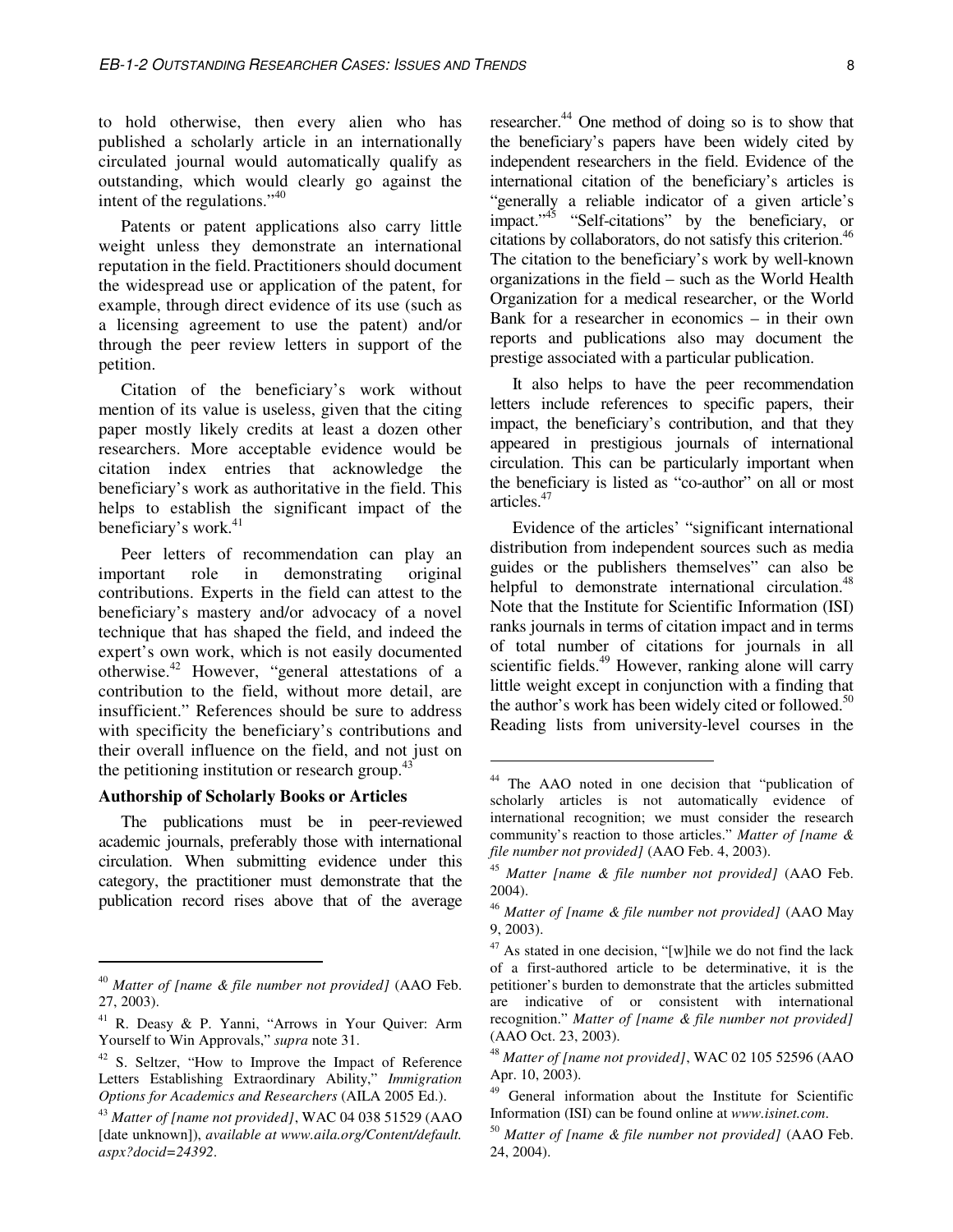to hold otherwise, then every alien who has published a scholarly article in an internationally circulated journal would automatically qualify as outstanding, which would clearly go against the intent of the regulations."[40]

Patents or patent applications also carry little weight unless they demonstrate an international reputation in the field. Practitioners should document the widespread use or application of the patent, for example, through direct evidence of its use (such as a licensing agreement to use the patent) and/or through the peer review letters in support of the petition.

Citation of the beneficiary's work without mention of its value is useless, given that the citing paper mostly likely credits at least a dozen other researchers. More acceptable evidence would be citation index entries that acknowledge the beneficiary's work as authoritative in the field. This helps to establish the significant impact of the beneficiary's work.[41]

Peer letters of recommendation can play an important role in demonstrating original contributions. Experts in the field can attest to the beneficiary's mastery and/or advocacy of a novel technique that has shaped the field, and indeed the expert's own work, which is not easily documented otherwise.[42] However, "general attestations of a contribution to the field, without more detail, are insufficient." References should be sure to address with specificity the beneficiary's contributions and their overall influence on the field, and not just on the petitioning institution or research group.[43]

**Authorship of Scholarly Books or Articles**

The publications must be in peer-reviewed academic journals, preferably those with international circulation. When submitting evidence under this category, the practitioner must demonstrate that the publication record rises above that of the average researcher.[44] One method of doing so is to show that the beneficiary's papers have been widely cited by independent researchers in the field. Evidence of the international citation of the beneficiary's articles is "generally a reliable indicator of a given article's impact."[45] "Self-citations" by the beneficiary, or citations by collaborators, do not satisfy this criterion.[46] The citation to the beneficiary's work by well-known organizations in the field – such as the World Health Organization for a medical researcher, or the World Bank for a researcher in economics – in their own reports and publications also may document the prestige associated with a particular publication.

It also helps to have the peer recommendation letters include references to specific papers, their impact, the beneficiary's contribution, and that they appeared in prestigious journals of international circulation. This can be particularly important when the beneficiary is listed as "co-author" on all or most articles.[47]

Evidence of the articles' "significant international distribution from independent sources such as media guides or the publishers themselves" can also be helpful to demonstrate international circulation.[48] Note that the Institute for Scientific Information (ISI) ranks journals in terms of citation impact and in terms of total number of citations for journals in all scientific fields.[49] However, ranking alone will carry little weight except in conjunction with a finding that the author's work has been widely cited or followed.[50] Reading lists from university-level courses in the

---

[40] *Matter of [name & file number not provided]* (AAO Feb. 27, 2003).

[41] R. Deasy & P. Yanni, "Arrows in Your Quiver: Arm Yourself to Win Approvals," *supra* note 31.

[42] S. Seltzer, "How to Improve the Impact of Reference Letters Establishing Extraordinary Ability," *Immigration Options for Academics and Researchers* (AILA 2005 Ed.).

[43] *Matter of [name not provided]*, WAC 04 038 51529 (AAO [date unknown]), *available at www.aila.org/Content/default.aspx?docid=24392*.

[44] The AAO noted in one decision that "publication of scholarly articles is not automatically evidence of international recognition; we must consider the research community's reaction to those articles." *Matter of [name & file number not provided]* (AAO Feb. 4, 2003).

[45] *Matter [name & file number not provided]* (AAO Feb. 2004).

[46] *Matter of [name & file number not provided]* (AAO May 9, 2003).

[47] As stated in one decision, "[w]hile we do not find the lack of a first-authored article to be determinative, it is the petitioner's burden to demonstrate that the articles submitted are indicative of or consistent with international recognition." *Matter of [name & file number not provided]* (AAO Oct. 23, 2003).

[48] *Matter of [name not provided]*, WAC 02 105 52596 (AAO Apr. 10, 2003).

[49] General information about the Institute for Scientific Information (ISI) can be found online at *www.isinet.com*.

[50] *Matter of [name & file number not provided]* (AAO Feb. 24, 2004).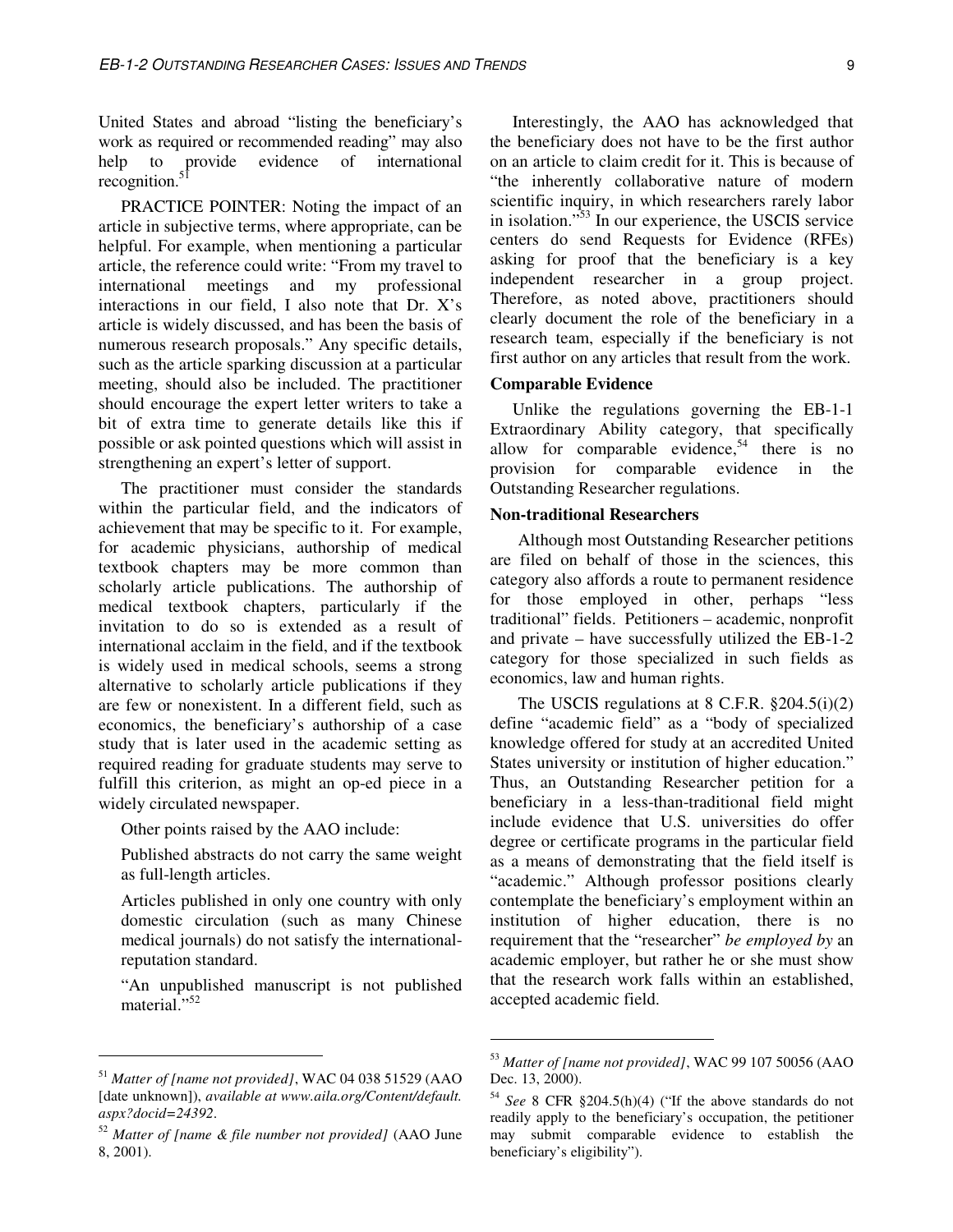United States and abroad "listing the beneficiary's work as required or recommended reading" may also help to provide evidence of international recognition.[51]

PRACTICE POINTER: Noting the impact of an article in subjective terms, where appropriate, can be helpful. For example, when mentioning a particular article, the reference could write: "From my travel to international meetings and my professional interactions in our field, I also note that Dr. X's article is widely discussed, and has been the basis of numerous research proposals." Any specific details, such as the article sparking discussion at a particular meeting, should also be included. The practitioner should encourage the expert letter writers to take a bit of extra time to generate details like this if possible or ask pointed questions which will assist in strengthening an expert's letter of support.

The practitioner must consider the standards within the particular field, and the indicators of achievement that may be specific to it. For example, for academic physicians, authorship of medical textbook chapters may be more common than scholarly article publications. The authorship of medical textbook chapters, particularly if the invitation to do so is extended as a result of international acclaim in the field, and if the textbook is widely used in medical schools, seems a strong alternative to scholarly article publications if they are few or nonexistent. In a different field, such as economics, the beneficiary's authorship of a case study that is later used in the academic setting as required reading for graduate students may serve to fulfill this criterion, as might an op-ed piece in a widely circulated newspaper.

Other points raised by the AAO include:

Published abstracts do not carry the same weight as full-length articles.

Articles published in only one country with only domestic circulation (such as many Chinese medical journals) do not satisfy the international-reputation standard.

"An unpublished manuscript is not published material."[52]

Interestingly, the AAO has acknowledged that the beneficiary does not have to be the first author on an article to claim credit for it. This is because of "the inherently collaborative nature of modern scientific inquiry, in which researchers rarely labor in isolation."[53] In our experience, the USCIS service centers do send Requests for Evidence (RFEs) asking for proof that the beneficiary is a key independent researcher in a group project. Therefore, as noted above, practitioners should clearly document the role of the beneficiary in a research team, especially if the beneficiary is not first author on any articles that result from the work.

**Comparable Evidence**

Unlike the regulations governing the EB-1-1 Extraordinary Ability category, that specifically allow for comparable evidence,[54] there is no provision for comparable evidence in the Outstanding Researcher regulations.

**Non-traditional Researchers**

Although most Outstanding Researcher petitions are filed on behalf of those in the sciences, this category also affords a route to permanent residence for those employed in other, perhaps "less traditional" fields. Petitioners – academic, nonprofit and private – have successfully utilized the EB-1-2 category for those specialized in such fields as economics, law and human rights.

The USCIS regulations at 8 C.F.R. §204.5(i)(2) define "academic field" as a "body of specialized knowledge offered for study at an accredited United States university or institution of higher education." Thus, an Outstanding Researcher petition for a beneficiary in a less-than-traditional field might include evidence that U.S. universities do offer degree or certificate programs in the particular field as a means of demonstrating that the field itself is "academic." Although professor positions clearly contemplate the beneficiary's employment within an institution of higher education, there is no requirement that the "researcher" *be employed by* an academic employer, but rather he or she must show that the research work falls within an established, accepted academic field.

---

[51] *Matter of [name not provided]*, WAC 04 038 51529 (AAO [date unknown]), *available at www.aila.org/Content/default.aspx?docid=24392*.

[52] *Matter of [name & file number not provided]* (AAO June 8, 2001).

[53] *Matter of [name not provided]*, WAC 99 107 50056 (AAO Dec. 13, 2000).

[54] *See* 8 CFR §204.5(h)(4) ("If the above standards do not readily apply to the beneficiary's occupation, the petitioner may submit comparable evidence to establish the beneficiary's eligibility").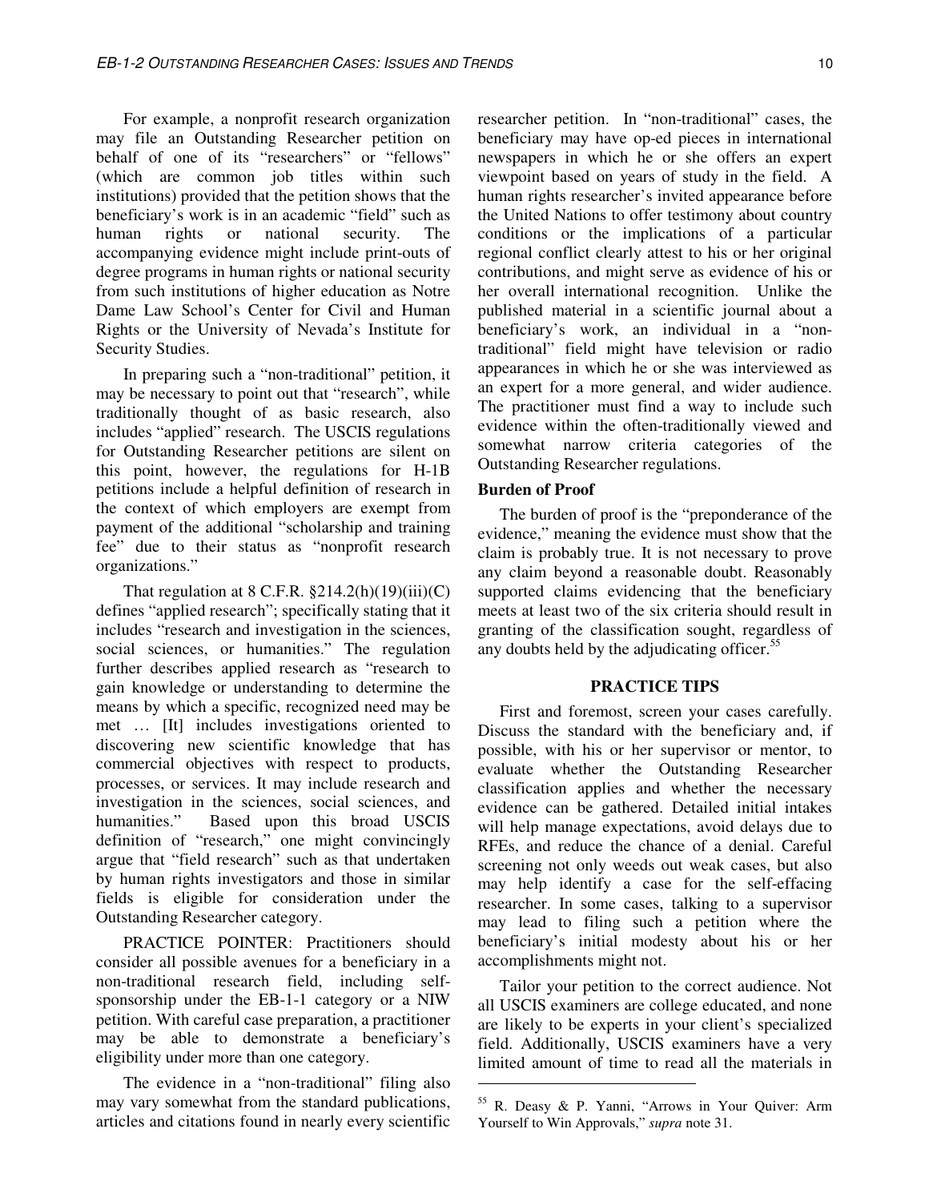For example, a nonprofit research organization may file an Outstanding Researcher petition on behalf of one of its "researchers" or "fellows" (which are common job titles within such institutions) provided that the petition shows that the beneficiary's work is in an academic "field" such as human rights or national security. The accompanying evidence might include print-outs of degree programs in human rights or national security from such institutions of higher education as Notre Dame Law School's Center for Civil and Human Rights or the University of Nevada's Institute for Security Studies.

In preparing such a "non-traditional" petition, it may be necessary to point out that "research", while traditionally thought of as basic research, also includes "applied" research. The USCIS regulations for Outstanding Researcher petitions are silent on this point, however, the regulations for H-1B petitions include a helpful definition of research in the context of which employers are exempt from payment of the additional "scholarship and training fee" due to their status as "nonprofit research organizations."

That regulation at 8 C.F.R. §214.2(h)(19)(iii)(C) defines "applied research"; specifically stating that it includes "research and investigation in the sciences, social sciences, or humanities." The regulation further describes applied research as "research to gain knowledge or understanding to determine the means by which a specific, recognized need may be met … [It] includes investigations oriented to discovering new scientific knowledge that has commercial objectives with respect to products, processes, or services. It may include research and investigation in the sciences, social sciences, and humanities." Based upon this broad USCIS definition of "research," one might convincingly argue that "field research" such as that undertaken by human rights investigators and those in similar fields is eligible for consideration under the Outstanding Researcher category.

PRACTICE POINTER: Practitioners should consider all possible avenues for a beneficiary in a non-traditional research field, including self-sponsorship under the EB-1-1 category or a NIW petition. With careful case preparation, a practitioner may be able to demonstrate a beneficiary's eligibility under more than one category.

The evidence in a "non-traditional" filing also may vary somewhat from the standard publications, articles and citations found in nearly every scientific researcher petition. In "non-traditional" cases, the beneficiary may have op-ed pieces in international newspapers in which he or she offers an expert viewpoint based on years of study in the field. A human rights researcher's invited appearance before the United Nations to offer testimony about country conditions or the implications of a particular regional conflict clearly attest to his or her original contributions, and might serve as evidence of his or her overall international recognition. Unlike the published material in a scientific journal about a beneficiary's work, an individual in a "non-traditional" field might have television or radio appearances in which he or she was interviewed as an expert for a more general, and wider audience. The practitioner must find a way to include such evidence within the often-traditionally viewed and somewhat narrow criteria categories of the Outstanding Researcher regulations.

**Burden of Proof**

The burden of proof is the "preponderance of the evidence," meaning the evidence must show that the claim is probably true. It is not necessary to prove any claim beyond a reasonable doubt. Reasonably supported claims evidencing that the beneficiary meets at least two of the six criteria should result in granting of the classification sought, regardless of any doubts held by the adjudicating officer.[55]

## PRACTICE TIPS

First and foremost, screen your cases carefully. Discuss the standard with the beneficiary and, if possible, with his or her supervisor or mentor, to evaluate whether the Outstanding Researcher classification applies and whether the necessary evidence can be gathered. Detailed initial intakes will help manage expectations, avoid delays due to RFEs, and reduce the chance of a denial. Careful screening not only weeds out weak cases, but also may help identify a case for the self-effacing researcher. In some cases, talking to a supervisor may lead to filing such a petition where the beneficiary's initial modesty about his or her accomplishments might not.

Tailor your petition to the correct audience. Not all USCIS examiners are college educated, and none are likely to be experts in your client's specialized field. Additionally, USCIS examiners have a very limited amount of time to read all the materials in

[55] R. Deasy & P. Yanni, "Arrows in Your Quiver: Arm Yourself to Win Approvals," *supra* note 31.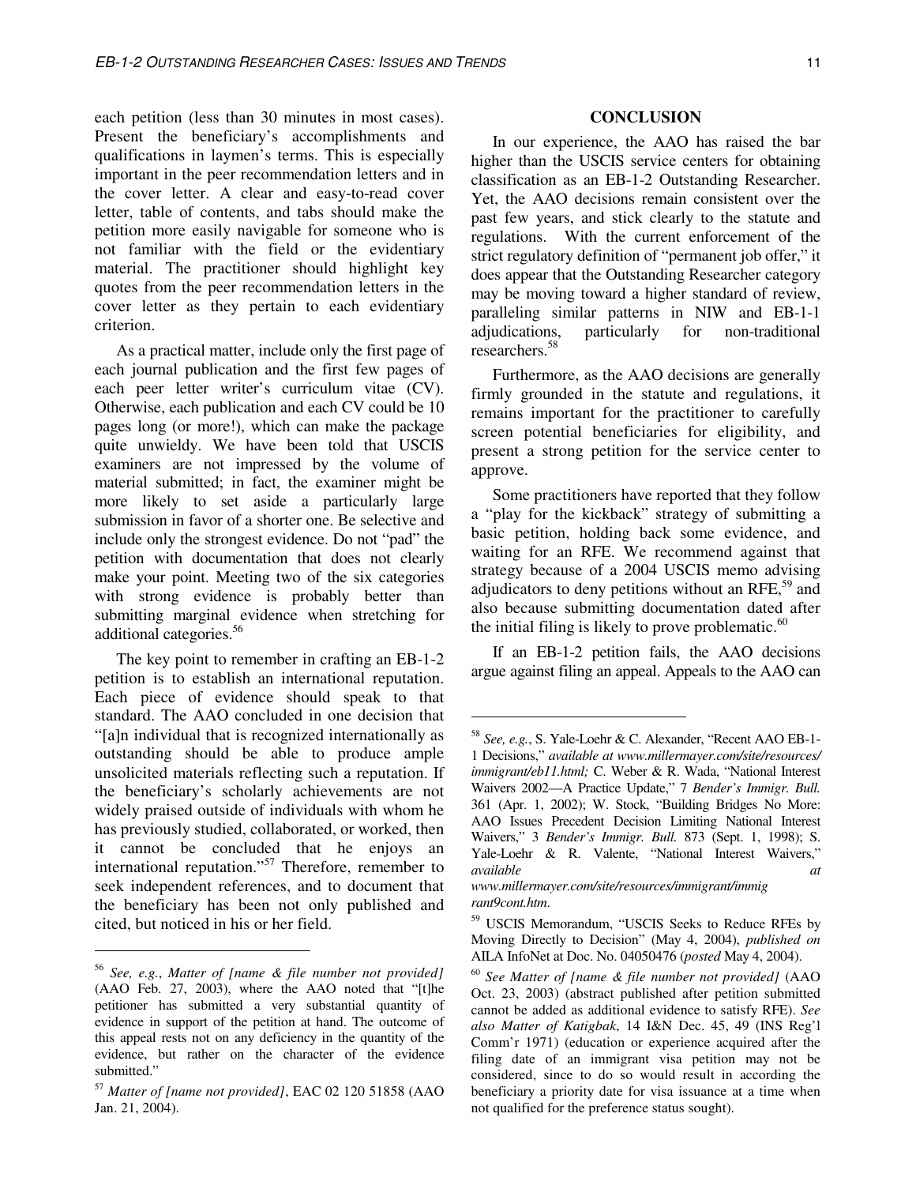each petition (less than 30 minutes in most cases). Present the beneficiary's accomplishments and qualifications in laymen's terms. This is especially important in the peer recommendation letters and in the cover letter. A clear and easy-to-read cover letter, table of contents, and tabs should make the petition more easily navigable for someone who is not familiar with the field or the evidentiary material. The practitioner should highlight key quotes from the peer recommendation letters in the cover letter as they pertain to each evidentiary criterion.

As a practical matter, include only the first page of each journal publication and the first few pages of each peer letter writer's curriculum vitae (CV). Otherwise, each publication and each CV could be 10 pages long (or more!), which can make the package quite unwieldy. We have been told that USCIS examiners are not impressed by the volume of material submitted; in fact, the examiner might be more likely to set aside a particularly large submission in favor of a shorter one. Be selective and include only the strongest evidence. Do not "pad" the petition with documentation that does not clearly make your point. Meeting two of the six categories with strong evidence is probably better than submitting marginal evidence when stretching for additional categories.[56]

The key point to remember in crafting an EB-1-2 petition is to establish an international reputation. Each piece of evidence should speak to that standard. The AAO concluded in one decision that "[a]n individual that is recognized internationally as outstanding should be able to produce ample unsolicited materials reflecting such a reputation. If the beneficiary's scholarly achievements are not widely praised outside of individuals with whom he has previously studied, collaborated, or worked, then it cannot be concluded that he enjoys an international reputation."[57] Therefore, remember to seek independent references, and to document that the beneficiary has been not only published and cited, but noticed in his or her field.

## CONCLUSION

In our experience, the AAO has raised the bar higher than the USCIS service centers for obtaining classification as an EB-1-2 Outstanding Researcher. Yet, the AAO decisions remain consistent over the past few years, and stick clearly to the statute and regulations. With the current enforcement of the strict regulatory definition of "permanent job offer," it does appear that the Outstanding Researcher category may be moving toward a higher standard of review, paralleling similar patterns in NIW and EB-1-1 adjudications, particularly for non-traditional researchers.[58]

Furthermore, as the AAO decisions are generally firmly grounded in the statute and regulations, it remains important for the practitioner to carefully screen potential beneficiaries for eligibility, and present a strong petition for the service center to approve.

Some practitioners have reported that they follow a "play for the kickback" strategy of submitting a basic petition, holding back some evidence, and waiting for an RFE. We recommend against that strategy because of a 2004 USCIS memo advising adjudicators to deny petitions without an RFE,[59] and also because submitting documentation dated after the initial filing is likely to prove problematic.[60]

If an EB-1-2 petition fails, the AAO decisions argue against filing an appeal. Appeals to the AAO can

---

[56] *See, e.g.*, *Matter of [name & file number not provided]* (AAO Feb. 27, 2003), where the AAO noted that "[t]he petitioner has submitted a very substantial quantity of evidence in support of the petition at hand. The outcome of this appeal rests not on any deficiency in the quantity of the evidence, but rather on the character of the evidence submitted."

[57] *Matter of [name not provided]*, EAC 02 120 51858 (AAO Jan. 21, 2004).

[58] *See, e.g.*, S. Yale-Loehr & C. Alexander, "Recent AAO EB-1-1 Decisions," *available at www.millermayer.com/site/resources/immigrant/eb11.html;* C. Weber & R. Wada, "National Interest Waivers 2002—A Practice Update," 7 *Bender's Immigr. Bull.* 361 (Apr. 1, 2002); W. Stock, "Building Bridges No More: AAO Issues Precedent Decision Limiting National Interest Waivers," 3 *Bender's Immigr. Bull.* 873 (Sept. 1, 1998); S. Yale-Loehr & R. Valente, "National Interest Waivers," *available at www.millermayer.com/site/resources/immigrant/immigrant9cont.htm*.

[59] USCIS Memorandum, "USCIS Seeks to Reduce RFEs by Moving Directly to Decision" (May 4, 2004), *published on* AILA InfoNet at Doc. No. 04050476 (*posted* May 4, 2004).

[60] *See Matter of [name & file number not provided]* (AAO Oct. 23, 2003) (abstract published after petition submitted cannot be added as additional evidence to satisfy RFE). *See also Matter of Katigbak*, 14 I&N Dec. 45, 49 (INS Reg'l Comm'r 1971) (education or experience acquired after the filing date of an immigrant visa petition may not be considered, since to do so would result in according the beneficiary a priority date for visa issuance at a time when not qualified for the preference status sought).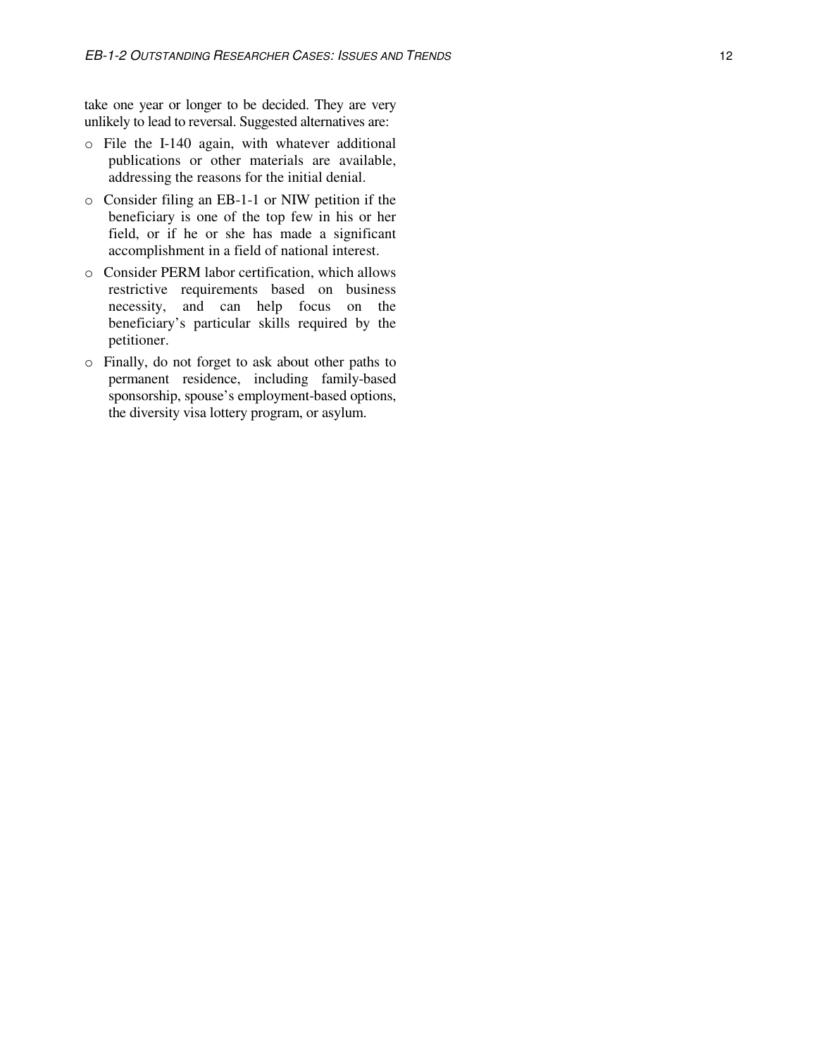take one year or longer to be decided. They are very unlikely to lead to reversal. Suggested alternatives are:

- File the I-140 again, with whatever additional publications or other materials are available, addressing the reasons for the initial denial.
- Consider filing an EB-1-1 or NIW petition if the beneficiary is one of the top few in his or her field, or if he or she has made a significant accomplishment in a field of national interest.
- Consider PERM labor certification, which allows restrictive requirements based on business necessity, and can help focus on the beneficiary's particular skills required by the petitioner.
- Finally, do not forget to ask about other paths to permanent residence, including family-based sponsorship, spouse's employment-based options, the diversity visa lottery program, or asylum.